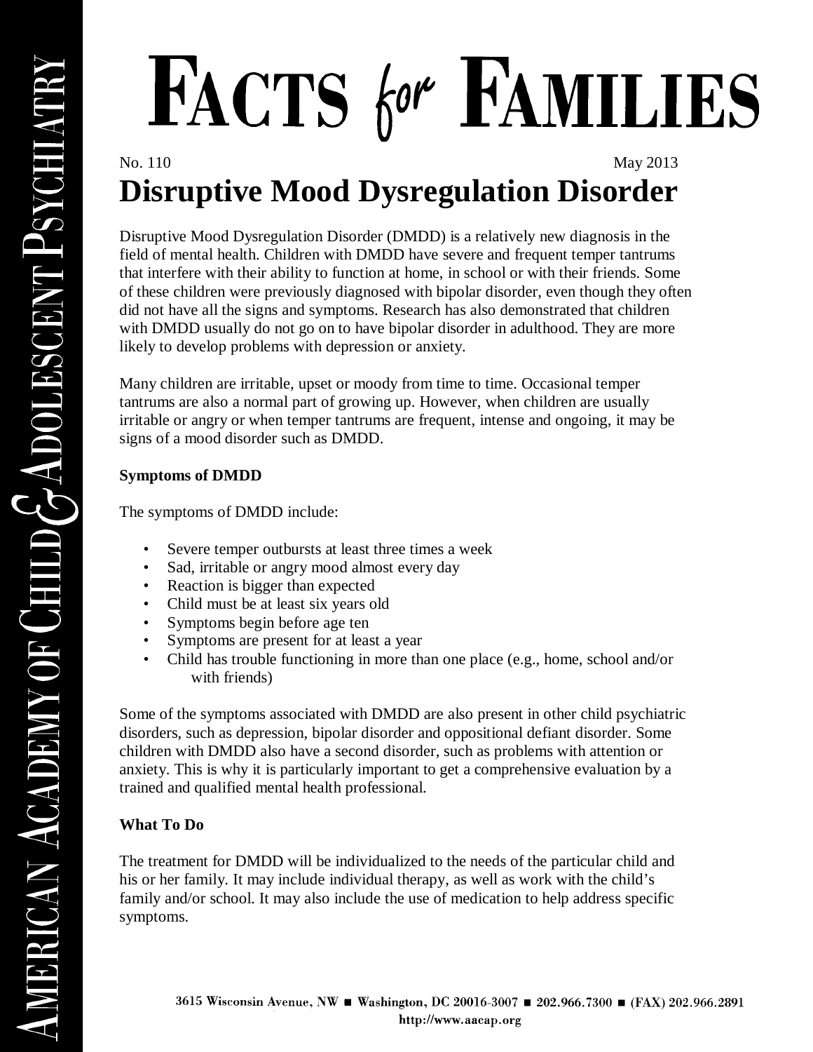# Facts for Families

No. 110 May 2013

## Disruptive Mood Dysregulation Disorder

Disruptive Mood Dysregulation Disorder (DMDD) is a relatively new diagnosis in the field of mental health. Children with DMDD have severe and frequent temper tantrums that interfere with their ability to function at home, in school or with their friends. Some of these children were previously diagnosed with bipolar disorder, even though they often did not have all the signs and symptoms. Research has also demonstrated that children with DMDD usually do not go on to have bipolar disorder in adulthood. They are more likely to develop problems with depression or anxiety.

Many children are irritable, upset or moody from time to time. Occasional temper tantrums are also a normal part of growing up. However, when children are usually irritable or angry or when temper tantrums are frequent, intense and ongoing, it may be signs of a mood disorder such as DMDD.

**Symptoms of DMDD**

The symptoms of DMDD include:

- Severe temper outbursts at least three times a week
- Sad, irritable or angry mood almost every day
- Reaction is bigger than expected
- Child must be at least six years old
- Symptoms begin before age ten
- Symptoms are present for at least a year
- Child has trouble functioning in more than one place (e.g., home, school and/or with friends)

Some of the symptoms associated with DMDD are also present in other child psychiatric disorders, such as depression, bipolar disorder and oppositional defiant disorder. Some children with DMDD also have a second disorder, such as problems with attention or anxiety. This is why it is particularly important to get a comprehensive evaluation by a trained and qualified mental health professional.

**What To Do**

The treatment for DMDD will be individualized to the needs of the particular child and his or her family. It may include individual therapy, as well as work with the child's family and/or school. It may also include the use of medication to help address specific symptoms.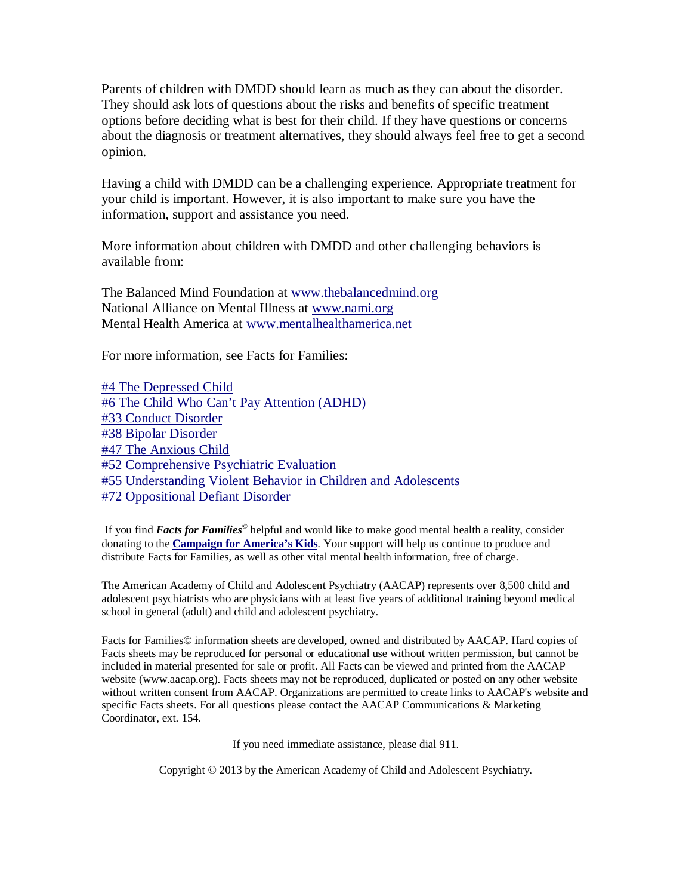Parents of children with DMDD should learn as much as they can about the disorder. They should ask lots of questions about the risks and benefits of specific treatment options before deciding what is best for their child. If they have questions or concerns about the diagnosis or treatment alternatives, they should always feel free to get a second opinion.

Having a child with DMDD can be a challenging experience. Appropriate treatment for your child is important. However, it is also important to make sure you have the information, support and assistance you need.

More information about children with DMDD and other challenging behaviors is available from:

The Balanced Mind Foundation at www.thebalancedmind.org
National Alliance on Mental Illness at www.nami.org
Mental Health America at www.mentalhealthamerica.net

For more information, see Facts for Families:

#4 The Depressed Child
#6 The Child Who Can't Pay Attention (ADHD)
#33 Conduct Disorder
#38 Bipolar Disorder
#47 The Anxious Child
#52 Comprehensive Psychiatric Evaluation
#55 Understanding Violent Behavior in Children and Adolescents
#72 Oppositional Defiant Disorder

If you find ***Facts for Families***© helpful and would like to make good mental health a reality, consider donating to the **Campaign for America's Kids**. Your support will help us continue to produce and distribute Facts for Families, as well as other vital mental health information, free of charge.

The American Academy of Child and Adolescent Psychiatry (AACAP) represents over 8,500 child and adolescent psychiatrists who are physicians with at least five years of additional training beyond medical school in general (adult) and child and adolescent psychiatry.

Facts for Families© information sheets are developed, owned and distributed by AACAP. Hard copies of Facts sheets may be reproduced for personal or educational use without written permission, but cannot be included in material presented for sale or profit. All Facts can be viewed and printed from the AACAP website (www.aacap.org). Facts sheets may not be reproduced, duplicated or posted on any other website without written consent from AACAP. Organizations are permitted to create links to AACAP's website and specific Facts sheets. For all questions please contact the AACAP Communications & Marketing Coordinator, ext. 154.

If you need immediate assistance, please dial 911.

Copyright © 2013 by the American Academy of Child and Adolescent Psychiatry.